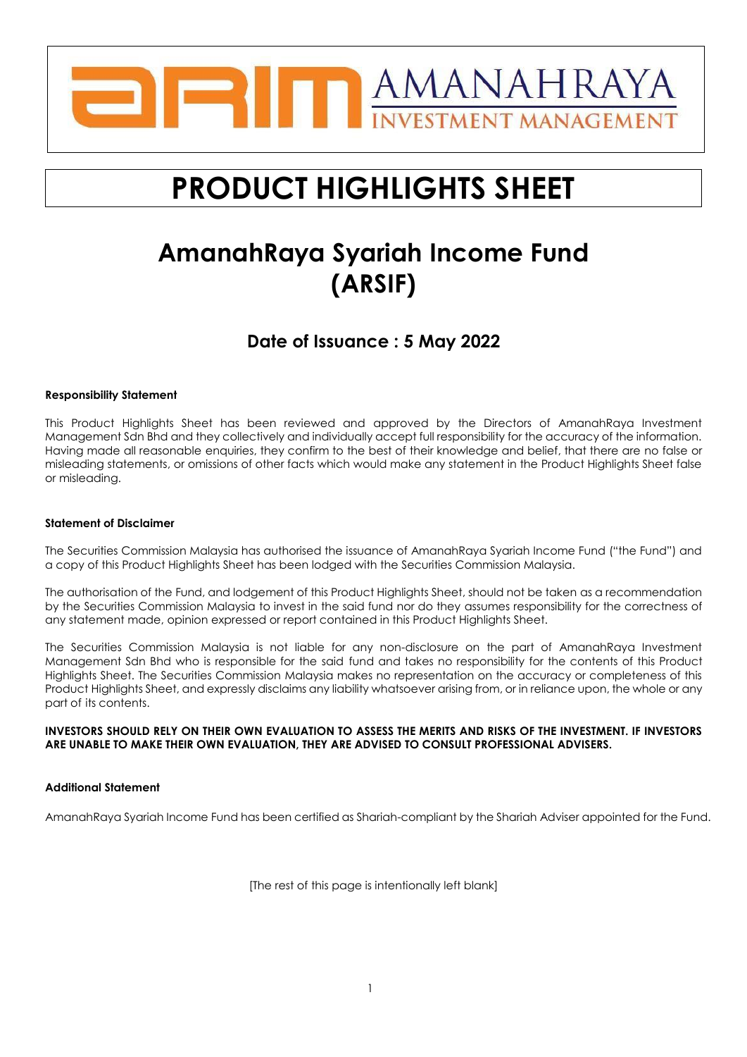AMANAHRAYA INVESTMENT MANAGEMENT

# PRODUCT HIGHLIGHTS SHEET

# AmanahRaya Syariah Income Fund (ARSIF)

## Date of Issuance : 5 May 2022

**Responsibility Statement**

This Product Highlights Sheet has been reviewed and approved by the Directors of AmanahRaya Investment Management Sdn Bhd and they collectively and individually accept full responsibility for the accuracy of the information. Having made all reasonable enquiries, they confirm to the best of their knowledge and belief, that there are no false or misleading statements, or omissions of other facts which would make any statement in the Product Highlights Sheet false or misleading.

**Statement of Disclaimer**

The Securities Commission Malaysia has authorised the issuance of AmanahRaya Syariah Income Fund ("the Fund") and a copy of this Product Highlights Sheet has been lodged with the Securities Commission Malaysia.

The authorisation of the Fund, and lodgement of this Product Highlights Sheet, should not be taken as a recommendation by the Securities Commission Malaysia to invest in the said fund nor do they assumes responsibility for the correctness of any statement made, opinion expressed or report contained in this Product Highlights Sheet.

The Securities Commission Malaysia is not liable for any non-disclosure on the part of AmanahRaya Investment Management Sdn Bhd who is responsible for the said fund and takes no responsibility for the contents of this Product Highlights Sheet. The Securities Commission Malaysia makes no representation on the accuracy or completeness of this Product Highlights Sheet, and expressly disclaims any liability whatsoever arising from, or in reliance upon, the whole or any part of its contents.

**INVESTORS SHOULD RELY ON THEIR OWN EVALUATION TO ASSESS THE MERITS AND RISKS OF THE INVESTMENT. IF INVESTORS ARE UNABLE TO MAKE THEIR OWN EVALUATION, THEY ARE ADVISED TO CONSULT PROFESSIONAL ADVISERS.**

**Additional Statement**

AmanahRaya Syariah Income Fund has been certified as Shariah-compliant by the Shariah Adviser appointed for the Fund.

[The rest of this page is intentionally left blank]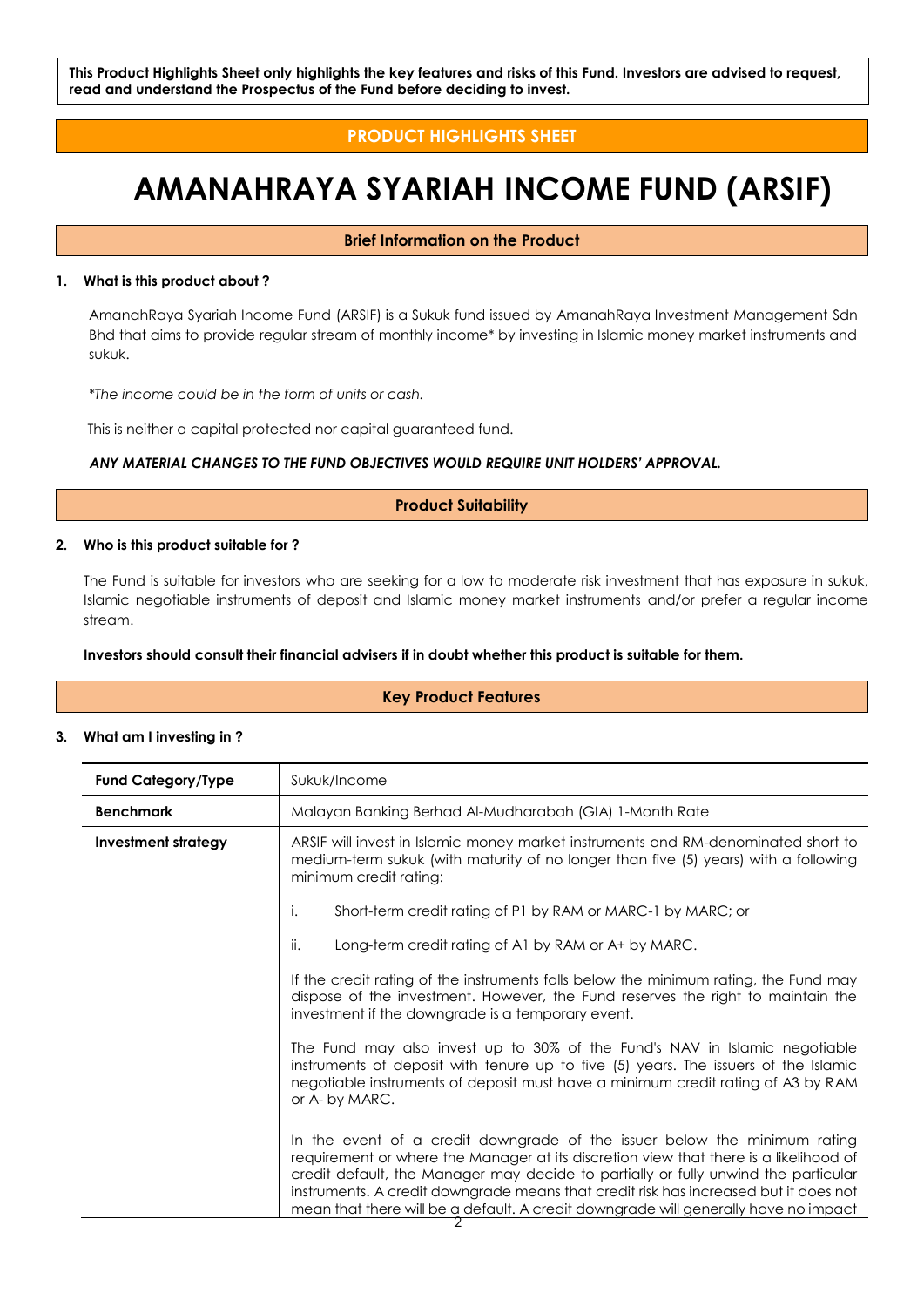**This Product Highlights Sheet only highlights the key features and risks of this Fund. Investors are advised to request, read and understand the Prospectus of the Fund before deciding to invest.**

## PRODUCT HIGHLIGHTS SHEET

# AMANAHRAYA SYARIAH INCOME FUND (ARSIF)

## Brief Information on the Product

### 1. What is this product about ?

AmanahRaya Syariah Income Fund (ARSIF) is a Sukuk fund issued by AmanahRaya Investment Management Sdn Bhd that aims to provide regular stream of monthly income* by investing in Islamic money market instruments and sukuk.

*\*The income could be in the form of units or cash.*

This is neither a capital protected nor capital guaranteed fund.

***ANY MATERIAL CHANGES TO THE FUND OBJECTIVES WOULD REQUIRE UNIT HOLDERS' APPROVAL.***

## Product Suitability

### 2. Who is this product suitable for ?

The Fund is suitable for investors who are seeking for a low to moderate risk investment that has exposure in sukuk, Islamic negotiable instruments of deposit and Islamic money market instruments and/or prefer a regular income stream.

**Investors should consult their financial advisers if in doubt whether this product is suitable for them.**

## Key Product Features

### 3. What am I investing in ?

| | |
|---|---|
| **Fund Category/Type** | Sukuk/Income |
| **Benchmark** | Malayan Banking Berhad Al-Mudharabah (GIA) 1-Month Rate |
| **Investment strategy** | ARSIF will invest in Islamic money market instruments and RM-denominated short to medium-term sukuk (with maturity of no longer than five (5) years) with a following minimum credit rating:<br><br>i. Short-term credit rating of P1 by RAM or MARC-1 by MARC; or<br><br>ii. Long-term credit rating of A1 by RAM or A+ by MARC.<br><br>If the credit rating of the instruments falls below the minimum rating, the Fund may dispose of the investment. However, the Fund reserves the right to maintain the investment if the downgrade is a temporary event.<br><br>The Fund may also invest up to 30% of the Fund's NAV in Islamic negotiable instruments of deposit with tenure up to five (5) years. The issuers of the Islamic negotiable instruments of deposit must have a minimum credit rating of A3 by RAM or A- by MARC.<br><br>In the event of a credit downgrade of the issuer below the minimum rating requirement or where the Manager at its discretion view that there is a likelihood of credit default, the Manager may decide to partially or fully unwind the particular instruments. A credit downgrade means that credit risk has increased but it does not mean that there will be a default. A credit downgrade will generally have no impact |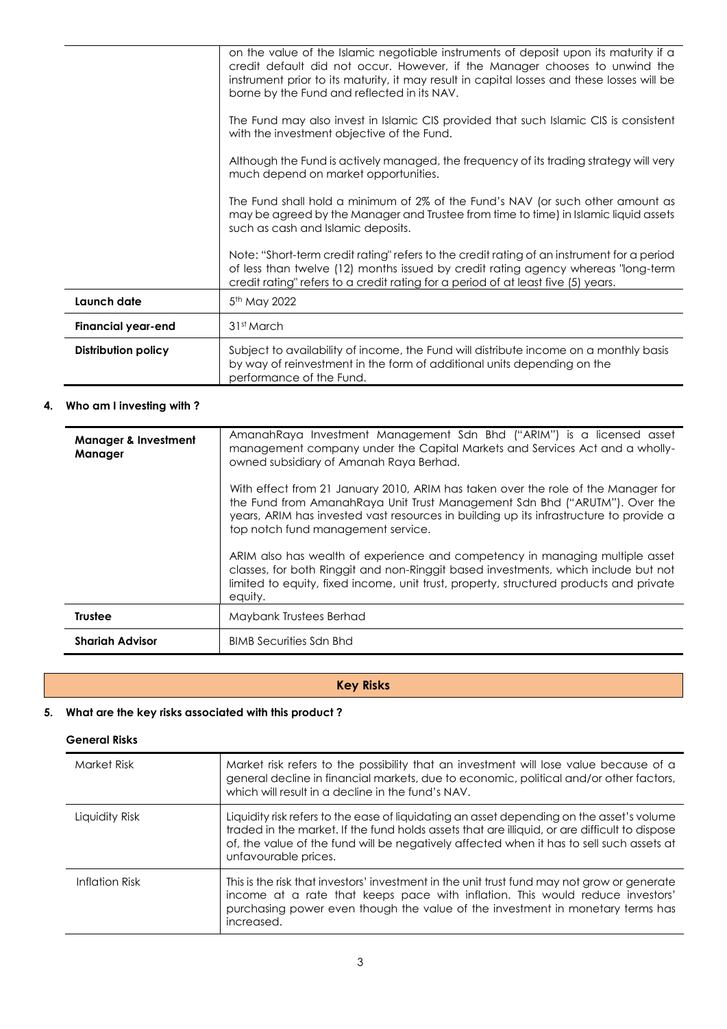| | |
|---|---|
| | on the value of the Islamic negotiable instruments of deposit upon its maturity if a credit default did not occur. However, if the Manager chooses to unwind the instrument prior to its maturity, it may result in capital losses and these losses will be borne by the Fund and reflected in its NAV.<br><br>The Fund may also invest in Islamic CIS provided that such Islamic CIS is consistent with the investment objective of the Fund.<br><br>Although the Fund is actively managed, the frequency of its trading strategy will very much depend on market opportunities.<br><br>The Fund shall hold a minimum of 2% of the Fund's NAV (or such other amount as may be agreed by the Manager and Trustee from time to time) in Islamic liquid assets such as cash and Islamic deposits.<br><br>Note: "Short-term credit rating" refers to the credit rating of an instrument for a period of less than twelve (12) months issued by credit rating agency whereas "long-term credit rating" refers to a credit rating for a period of at least five (5) years. |
| **Launch date** | 5th May 2022 |
| **Financial year-end** | 31st March |
| **Distribution policy** | Subject to availability of income, the Fund will distribute income on a monthly basis by way of reinvestment in the form of additional units depending on the performance of the Fund. |

## 4. Who am I investing with ?

| | |
|---|---|
| **Manager & Investment Manager** | AmanahRaya Investment Management Sdn Bhd ("ARIM") is a licensed asset management company under the Capital Markets and Services Act and a wholly-owned subsidiary of Amanah Raya Berhad.<br><br>With effect from 21 January 2010, ARIM has taken over the role of the Manager for the Fund from AmanahRaya Unit Trust Management Sdn Bhd ("ARUTM"). Over the years, ARIM has invested vast resources in building up its infrastructure to provide a top notch fund management service.<br><br>ARIM also has wealth of experience and competency in managing multiple asset classes, for both Ringgit and non-Ringgit based investments, which include but not limited to equity, fixed income, unit trust, property, structured products and private equity. |
| **Trustee** | Maybank Trustees Berhad |
| **Shariah Advisor** | BIMB Securities Sdn Bhd |

## Key Risks

## 5. What are the key risks associated with this product ?

### General Risks

| | |
|---|---|
| Market Risk | Market risk refers to the possibility that an investment will lose value because of a general decline in financial markets, due to economic, political and/or other factors, which will result in a decline in the fund's NAV. |
| Liquidity Risk | Liquidity risk refers to the ease of liquidating an asset depending on the asset's volume traded in the market. If the fund holds assets that are illiquid, or are difficult to dispose of, the value of the fund will be negatively affected when it has to sell such assets at unfavourable prices. |
| Inflation Risk | This is the risk that investors' investment in the unit trust fund may not grow or generate income at a rate that keeps pace with inflation. This would reduce investors' purchasing power even though the value of the investment in monetary terms has increased. |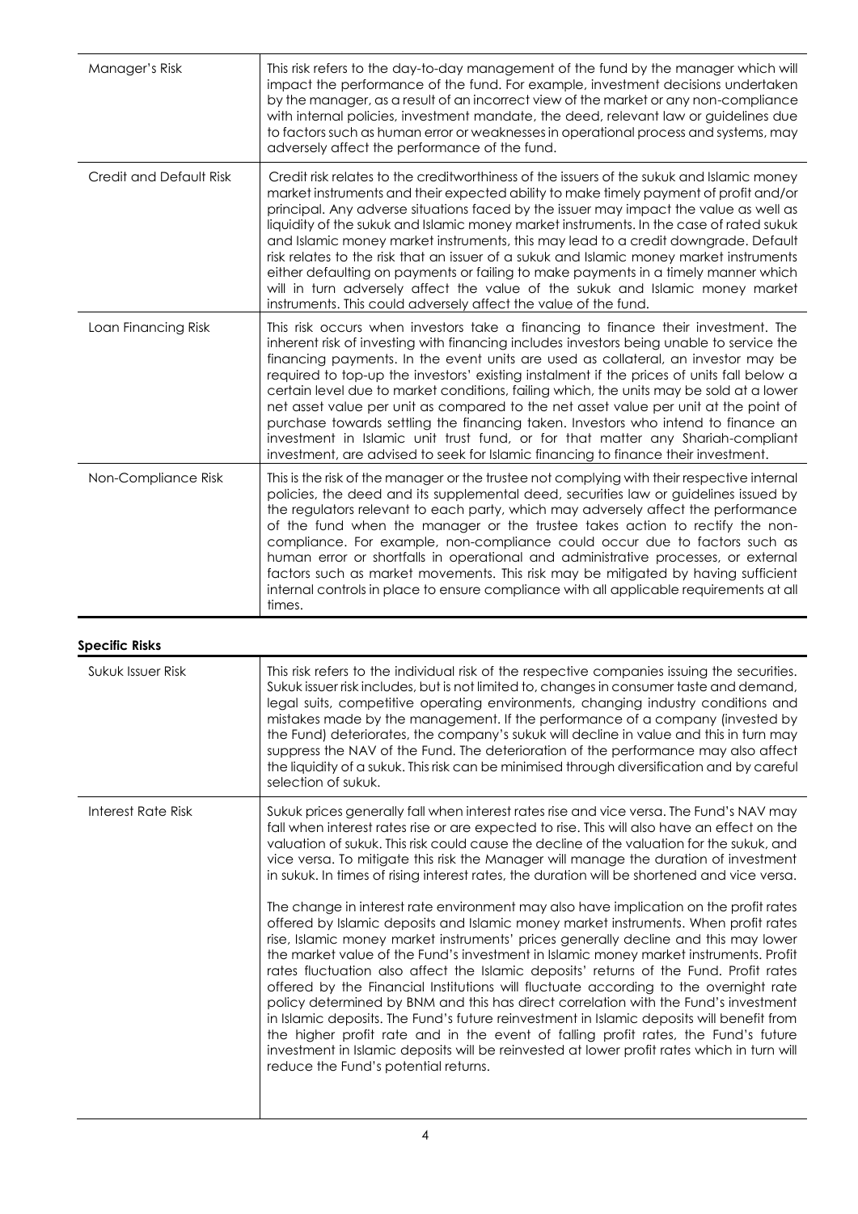| | |
|---|---|
| Manager's Risk | This risk refers to the day-to-day management of the fund by the manager which will impact the performance of the fund. For example, investment decisions undertaken by the manager, as a result of an incorrect view of the market or any non-compliance with internal policies, investment mandate, the deed, relevant law or guidelines due to factors such as human error or weaknesses in operational process and systems, may adversely affect the performance of the fund. |
| Credit and Default Risk | Credit risk relates to the creditworthiness of the issuers of the sukuk and Islamic money market instruments and their expected ability to make timely payment of profit and/or principal. Any adverse situations faced by the issuer may impact the value as well as liquidity of the sukuk and Islamic money market instruments. In the case of rated sukuk and Islamic money market instruments, this may lead to a credit downgrade. Default risk relates to the risk that an issuer of a sukuk and Islamic money market instruments either defaulting on payments or failing to make payments in a timely manner which will in turn adversely affect the value of the sukuk and Islamic money market instruments. This could adversely affect the value of the fund. |
| Loan Financing Risk | This risk occurs when investors take a financing to finance their investment. The inherent risk of investing with financing includes investors being unable to service the financing payments. In the event units are used as collateral, an investor may be required to top-up the investors' existing instalment if the prices of units fall below a certain level due to market conditions, failing which, the units may be sold at a lower net asset value per unit as compared to the net asset value per unit at the point of purchase towards settling the financing taken. Investors who intend to finance an investment in Islamic unit trust fund, or for that matter any Shariah-compliant investment, are advised to seek for Islamic financing to finance their investment. |
| Non-Compliance Risk | This is the risk of the manager or the trustee not complying with their respective internal policies, the deed and its supplemental deed, securities law or guidelines issued by the regulators relevant to each party, which may adversely affect the performance of the fund when the manager or the trustee takes action to rectify the non-compliance. For example, non-compliance could occur due to factors such as human error or shortfalls in operational and administrative processes, or external factors such as market movements. This risk may be mitigated by having sufficient internal controls in place to ensure compliance with all applicable requirements at all times. |

**Specific Risks**

| | |
|---|---|
| Sukuk Issuer Risk | This risk refers to the individual risk of the respective companies issuing the securities. Sukuk issuer risk includes, but is not limited to, changes in consumer taste and demand, legal suits, competitive operating environments, changing industry conditions and mistakes made by the management. If the performance of a company (invested by the Fund) deteriorates, the company's sukuk will decline in value and this in turn may suppress the NAV of the Fund. The deterioration of the performance may also affect the liquidity of a sukuk. This risk can be minimised through diversification and by careful selection of sukuk. |
| Interest Rate Risk | Sukuk prices generally fall when interest rates rise and vice versa. The Fund's NAV may fall when interest rates rise or are expected to rise. This will also have an effect on the valuation of sukuk. This risk could cause the decline of the valuation for the sukuk, and vice versa. To mitigate this risk the Manager will manage the duration of investment in sukuk. In times of rising interest rates, the duration will be shortened and vice versa.<br><br>The change in interest rate environment may also have implication on the profit rates offered by Islamic deposits and Islamic money market instruments. When profit rates rise, Islamic money market instruments' prices generally decline and this may lower the market value of the Fund's investment in Islamic money market instruments. Profit rates fluctuation also affect the Islamic deposits' returns of the Fund. Profit rates offered by the Financial Institutions will fluctuate according to the overnight rate policy determined by BNM and this has direct correlation with the Fund's investment in Islamic deposits. The Fund's future reinvestment in Islamic deposits will benefit from the higher profit rate and in the event of falling profit rates, the Fund's future investment in Islamic deposits will be reinvested at lower profit rates which in turn will reduce the Fund's potential returns. |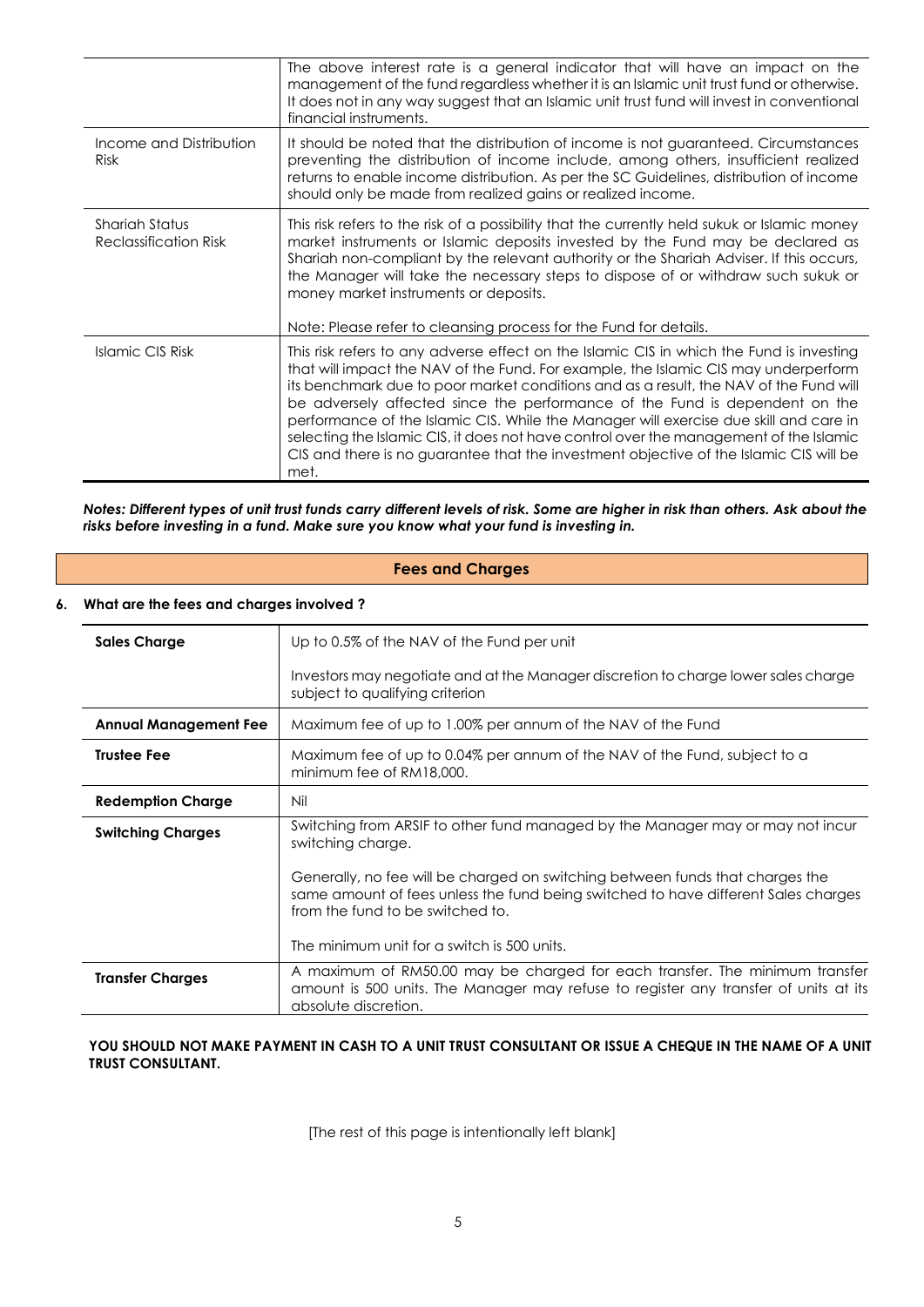| | |
|---|---|
| | The above interest rate is a general indicator that will have an impact on the management of the fund regardless whether it is an Islamic unit trust fund or otherwise. It does not in any way suggest that an Islamic unit trust fund will invest in conventional financial instruments. |
| Income and Distribution Risk | It should be noted that the distribution of income is not guaranteed. Circumstances preventing the distribution of income include, among others, insufficient realized returns to enable income distribution. As per the SC Guidelines, distribution of income should only be made from realized gains or realized income. |
| Shariah Status Reclassification Risk | This risk refers to the risk of a possibility that the currently held sukuk or Islamic money market instruments or Islamic deposits invested by the Fund may be declared as Shariah non-compliant by the relevant authority or the Shariah Adviser. If this occurs, the Manager will take the necessary steps to dispose of or withdraw such sukuk or money market instruments or deposits.<br><br>Note: Please refer to cleansing process for the Fund for details. |
| Islamic CIS Risk | This risk refers to any adverse effect on the Islamic CIS in which the Fund is investing that will impact the NAV of the Fund. For example, the Islamic CIS may underperform its benchmark due to poor market conditions and as a result, the NAV of the Fund will be adversely affected since the performance of the Fund is dependent on the performance of the Islamic CIS. While the Manager will exercise due skill and care in selecting the Islamic CIS, it does not have control over the management of the Islamic CIS and there is no guarantee that the investment objective of the Islamic CIS will be met. |

***Notes: Different types of unit trust funds carry different levels of risk. Some are higher in risk than others. Ask about the risks before investing in a fund. Make sure you know what your fund is investing in.***

## Fees and Charges

### 6. What are the fees and charges involved ?

| | |
|---|---|
| **Sales Charge** | Up to 0.5% of the NAV of the Fund per unit<br><br>Investors may negotiate and at the Manager discretion to charge lower sales charge subject to qualifying criterion |
| **Annual Management Fee** | Maximum fee of up to 1.00% per annum of the NAV of the Fund |
| **Trustee Fee** | Maximum fee of up to 0.04% per annum of the NAV of the Fund, subject to a minimum fee of RM18,000. |
| **Redemption Charge** | Nil |
| **Switching Charges** | Switching from ARSIF to other fund managed by the Manager may or may not incur switching charge.<br><br>Generally, no fee will be charged on switching between funds that charges the same amount of fees unless the fund being switched to have different Sales charges from the fund to be switched to.<br><br>The minimum unit for a switch is 500 units. |
| **Transfer Charges** | A maximum of RM50.00 may be charged for each transfer. The minimum transfer amount is 500 units. The Manager may refuse to register any transfer of units at its absolute discretion. |

**YOU SHOULD NOT MAKE PAYMENT IN CASH TO A UNIT TRUST CONSULTANT OR ISSUE A CHEQUE IN THE NAME OF A UNIT TRUST CONSULTANT.**

[The rest of this page is intentionally left blank]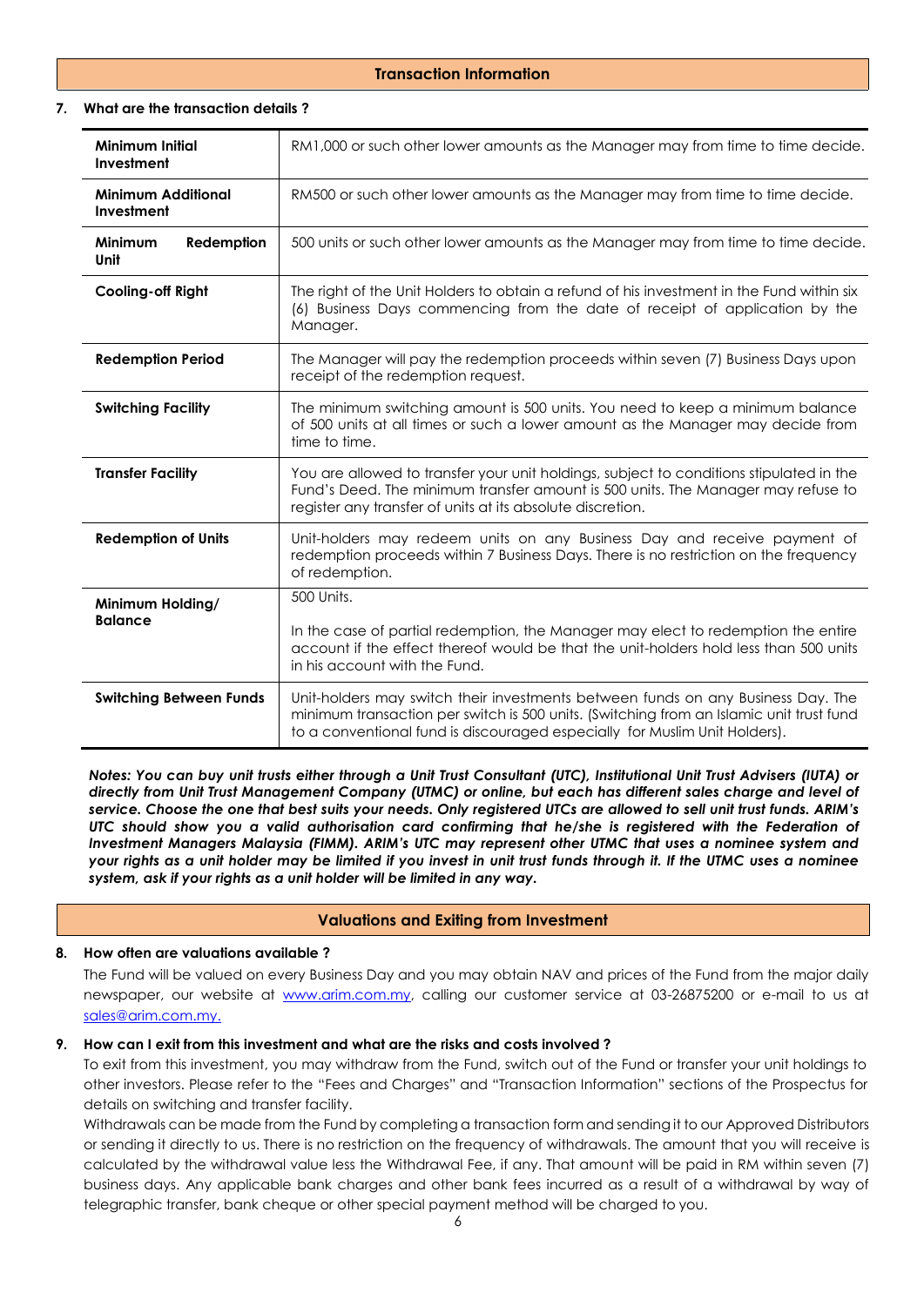## Transaction Information

**7. What are the transaction details ?**

| | |
|---|---|
| **Minimum Initial Investment** | RM1,000 or such other lower amounts as the Manager may from time to time decide. |
| **Minimum Additional Investment** | RM500 or such other lower amounts as the Manager may from time to time decide. |
| **Minimum Redemption Unit** | 500 units or such other lower amounts as the Manager may from time to time decide. |
| **Cooling-off Right** | The right of the Unit Holders to obtain a refund of his investment in the Fund within six (6) Business Days commencing from the date of receipt of application by the Manager. |
| **Redemption Period** | The Manager will pay the redemption proceeds within seven (7) Business Days upon receipt of the redemption request. |
| **Switching Facility** | The minimum switching amount is 500 units. You need to keep a minimum balance of 500 units at all times or such a lower amount as the Manager may decide from time to time. |
| **Transfer Facility** | You are allowed to transfer your unit holdings, subject to conditions stipulated in the Fund's Deed. The minimum transfer amount is 500 units. The Manager may refuse to register any transfer of units at its absolute discretion. |
| **Redemption of Units** | Unit-holders may redeem units on any Business Day and receive payment of redemption proceeds within 7 Business Days. There is no restriction on the frequency of redemption. |
| **Minimum Holding/ Balance** | 500 Units.<br><br>In the case of partial redemption, the Manager may elect to redemption the entire account if the effect thereof would be that the unit-holders hold less than 500 units in his account with the Fund. |
| **Switching Between Funds** | Unit-holders may switch their investments between funds on any Business Day. The minimum transaction per switch is 500 units. (Switching from an Islamic unit trust fund to a conventional fund is discouraged especially for Muslim Unit Holders). |

***Notes: You can buy unit trusts either through a Unit Trust Consultant (UTC), Institutional Unit Trust Advisers (IUTA) or directly from Unit Trust Management Company (UTMC) or online, but each has different sales charge and level of service. Choose the one that best suits your needs. Only registered UTCs are allowed to sell unit trust funds. ARIM's UTC should show you a valid authorisation card confirming that he/she is registered with the Federation of Investment Managers Malaysia (FIMM). ARIM's UTC may represent other UTMC that uses a nominee system and your rights as a unit holder may be limited if you invest in unit trust funds through it. If the UTMC uses a nominee system, ask if your rights as a unit holder will be limited in any way.***

## Valuations and Exiting from Investment

**8. How often are valuations available ?**

The Fund will be valued on every Business Day and you may obtain NAV and prices of the Fund from the major daily newspaper, our website at www.arim.com.my, calling our customer service at 03-26875200 or e-mail to us at sales@arim.com.my.

**9. How can I exit from this investment and what are the risks and costs involved ?**

To exit from this investment, you may withdraw from the Fund, switch out of the Fund or transfer your unit holdings to other investors. Please refer to the "Fees and Charges" and "Transaction Information" sections of the Prospectus for details on switching and transfer facility.

Withdrawals can be made from the Fund by completing a transaction form and sending it to our Approved Distributors or sending it directly to us. There is no restriction on the frequency of withdrawals. The amount that you will receive is calculated by the withdrawal value less the Withdrawal Fee, if any. That amount will be paid in RM within seven (7) business days. Any applicable bank charges and other bank fees incurred as a result of a withdrawal by way of telegraphic transfer, bank cheque or other special payment method will be charged to you.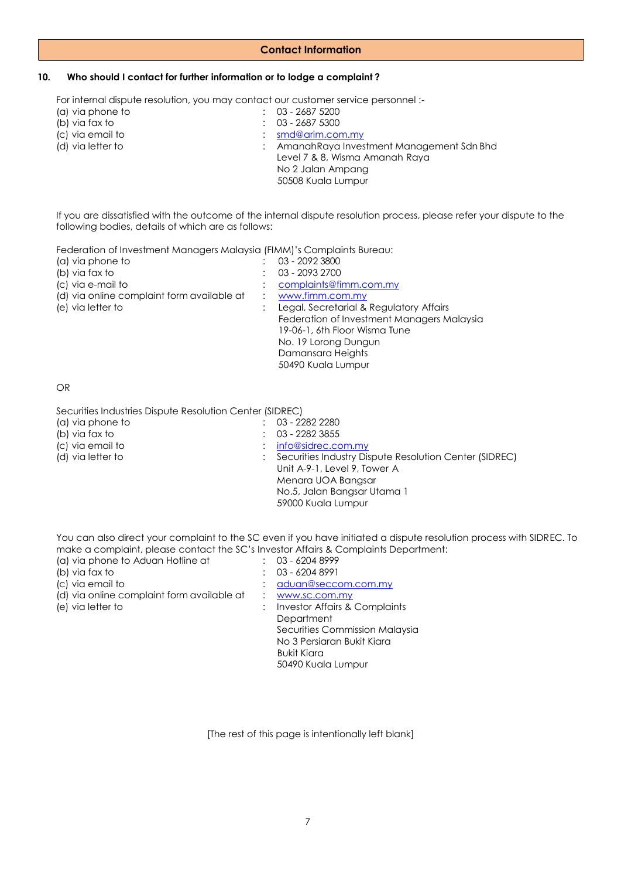## Contact Information

### 10. Who should I contact for further information or to lodge a complaint ?

For internal dispute resolution, you may contact our customer service personnel :-

(a) via phone to : 03 - 2687 5200
(b) via fax to : 03 - 2687 5300
(c) via email to : smd@arim.com.my
(d) via letter to : AmanahRaya Investment Management Sdn Bhd
Level 7 & 8, Wisma Amanah Raya
No 2 Jalan Ampang
50508 Kuala Lumpur

If you are dissatisfied with the outcome of the internal dispute resolution process, please refer your dispute to the following bodies, details of which are as follows:

Federation of Investment Managers Malaysia (FIMM)'s Complaints Bureau:

(a) via phone to : 03 - 2092 3800
(b) via fax to : 03 - 2093 2700
(c) via e-mail to : complaints@fimm.com.my
(d) via online complaint form available at : www.fimm.com.my
(e) via letter to : Legal, Secretarial & Regulatory Affairs
Federation of Investment Managers Malaysia
19-06-1, 6th Floor Wisma Tune
No. 19 Lorong Dungun
Damansara Heights
50490 Kuala Lumpur

OR

Securities Industries Dispute Resolution Center (SIDREC)

(a) via phone to : 03 - 2282 2280
(b) via fax to : 03 - 2282 3855
(c) via email to : info@sidrec.com.my
(d) via letter to : Securities Industry Dispute Resolution Center (SIDREC)
Unit A-9-1, Level 9, Tower A
Menara UOA Bangsar
No.5, Jalan Bangsar Utama 1
59000 Kuala Lumpur

You can also direct your complaint to the SC even if you have initiated a dispute resolution process with SIDREC. To make a complaint, please contact the SC's Investor Affairs & Complaints Department:

(a) via phone to Aduan Hotline at : 03 - 6204 8999
(b) via fax to : 03 - 6204 8991
(c) via email to : aduan@seccom.com.my
(d) via online complaint form available at : www.sc.com.my
(e) via letter to : Investor Affairs & Complaints Department
Securities Commission Malaysia
No 3 Persiaran Bukit Kiara
Bukit Kiara
50490 Kuala Lumpur

[The rest of this page is intentionally left blank]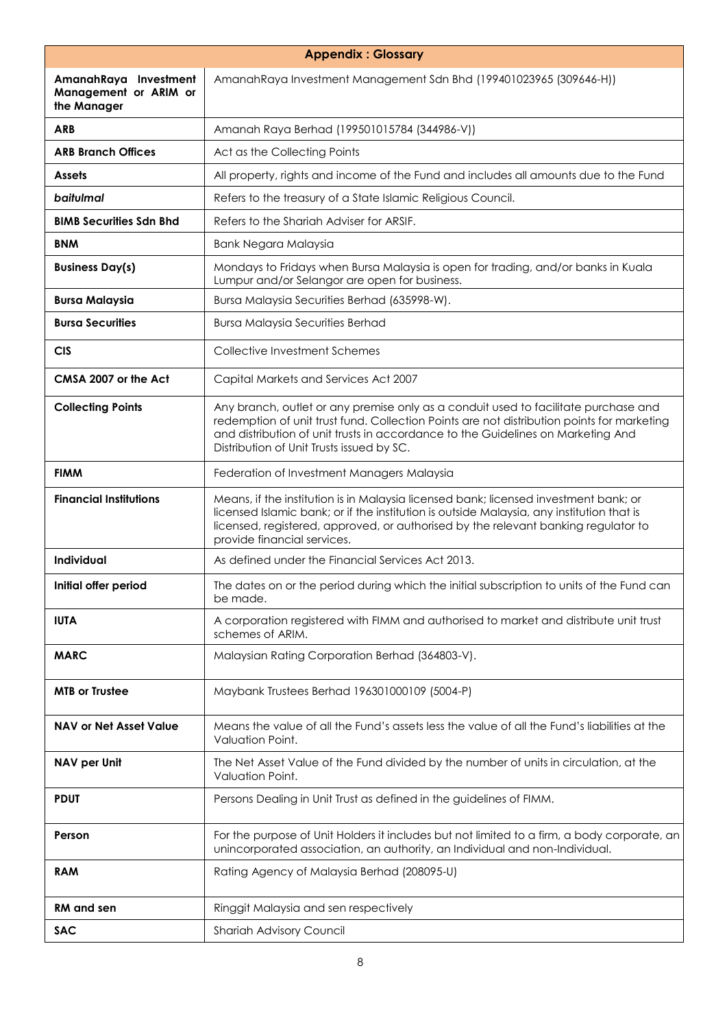| Appendix : Glossary | |
|---|---|
| **AmanahRaya Investment Management or ARIM or the Manager** | AmanahRaya Investment Management Sdn Bhd (199401023965 (309646-H)) |
| **ARB** | Amanah Raya Berhad (199501015784 (344986-V)) |
| **ARB Branch Offices** | Act as the Collecting Points |
| **Assets** | All property, rights and income of the Fund and includes all amounts due to the Fund |
| ***baitulmal*** | Refers to the treasury of a State Islamic Religious Council. |
| **BIMB Securities Sdn Bhd** | Refers to the Shariah Adviser for ARSIF. |
| **BNM** | Bank Negara Malaysia |
| **Business Day(s)** | Mondays to Fridays when Bursa Malaysia is open for trading, and/or banks in Kuala Lumpur and/or Selangor are open for business. |
| **Bursa Malaysia** | Bursa Malaysia Securities Berhad (635998-W). |
| **Bursa Securities** | Bursa Malaysia Securities Berhad |
| **CIS** | Collective Investment Schemes |
| **CMSA 2007 or the Act** | Capital Markets and Services Act 2007 |
| **Collecting Points** | Any branch, outlet or any premise only as a conduit used to facilitate purchase and redemption of unit trust fund. Collection Points are not distribution points for marketing and distribution of unit trusts in accordance to the Guidelines on Marketing And Distribution of Unit Trusts issued by SC. |
| **FIMM** | Federation of Investment Managers Malaysia |
| **Financial Institutions** | Means, if the institution is in Malaysia licensed bank; licensed investment bank; or licensed Islamic bank; or if the institution is outside Malaysia, any institution that is licensed, registered, approved, or authorised by the relevant banking regulator to provide financial services. |
| **Individual** | As defined under the Financial Services Act 2013. |
| **Initial offer period** | The dates on or the period during which the initial subscription to units of the Fund can be made. |
| **IUTA** | A corporation registered with FIMM and authorised to market and distribute unit trust schemes of ARIM. |
| **MARC** | Malaysian Rating Corporation Berhad (364803-V). |
| **MTB or Trustee** | Maybank Trustees Berhad 196301000109 (5004-P) |
| **NAV or Net Asset Value** | Means the value of all the Fund's assets less the value of all the Fund's liabilities at the Valuation Point. |
| **NAV per Unit** | The Net Asset Value of the Fund divided by the number of units in circulation, at the Valuation Point. |
| **PDUT** | Persons Dealing in Unit Trust as defined in the guidelines of FIMM. |
| **Person** | For the purpose of Unit Holders it includes but not limited to a firm, a body corporate, an unincorporated association, an authority, an Individual and non-Individual. |
| **RAM** | Rating Agency of Malaysia Berhad (208095-U) |
| **RM and sen** | Ringgit Malaysia and sen respectively |
| **SAC** | Shariah Advisory Council |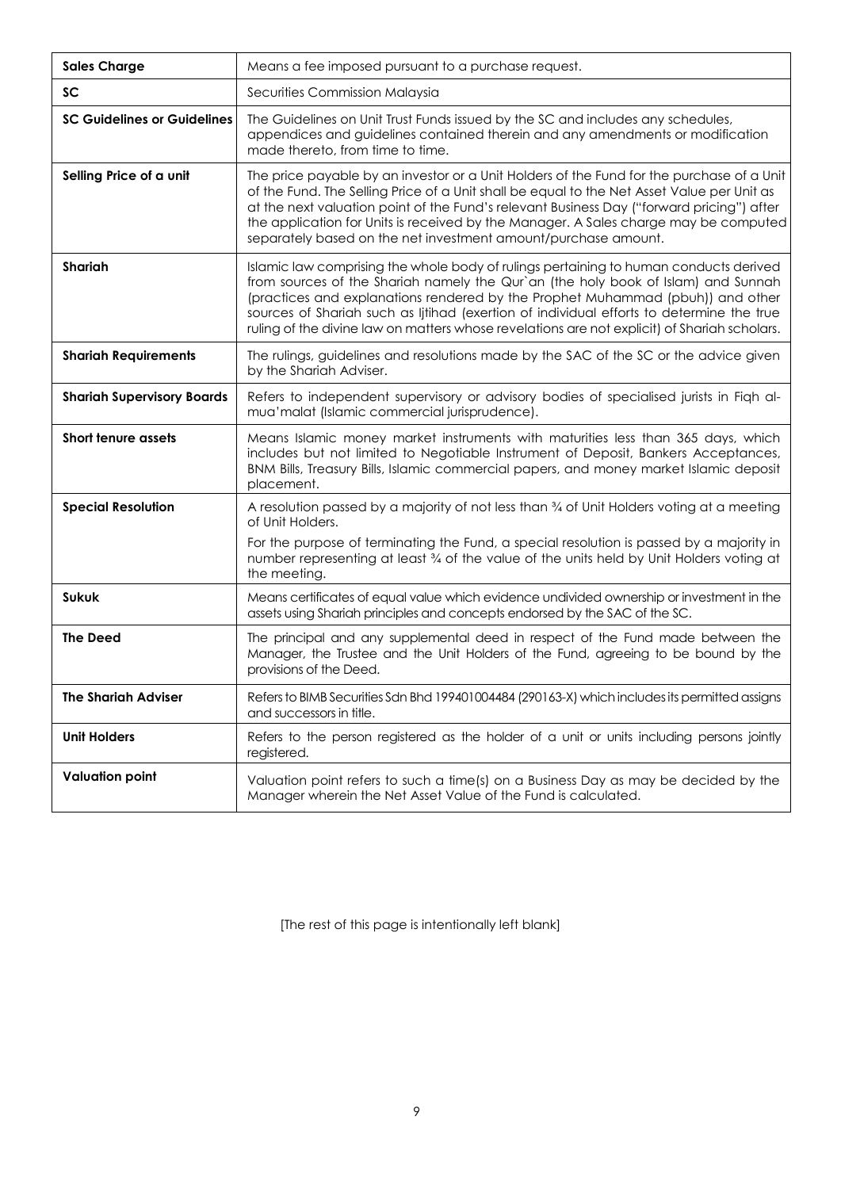| | |
|---|---|
| **Sales Charge** | Means a fee imposed pursuant to a purchase request. |
| **SC** | Securities Commission Malaysia |
| **SC Guidelines or Guidelines** | The Guidelines on Unit Trust Funds issued by the SC and includes any schedules, appendices and guidelines contained therein and any amendments or modification made thereto, from time to time. |
| **Selling Price of a unit** | The price payable by an investor or a Unit Holders of the Fund for the purchase of a Unit of the Fund. The Selling Price of a Unit shall be equal to the Net Asset Value per Unit as at the next valuation point of the Fund's relevant Business Day ("forward pricing") after the application for Units is received by the Manager. A Sales charge may be computed separately based on the net investment amount/purchase amount. |
| **Shariah** | Islamic law comprising the whole body of rulings pertaining to human conducts derived from sources of the Shariah namely the Qur`an (the holy book of Islam) and Sunnah (practices and explanations rendered by the Prophet Muhammad (pbuh)) and other sources of Shariah such as Ijtihad (exertion of individual efforts to determine the true ruling of the divine law on matters whose revelations are not explicit) of Shariah scholars. |
| **Shariah Requirements** | The rulings, guidelines and resolutions made by the SAC of the SC or the advice given by the Shariah Adviser. |
| **Shariah Supervisory Boards** | Refers to independent supervisory or advisory bodies of specialised jurists in Fiqh al-mua'malat (Islamic commercial jurisprudence). |
| **Short tenure assets** | Means Islamic money market instruments with maturities less than 365 days, which includes but not limited to Negotiable Instrument of Deposit, Bankers Acceptances, BNM Bills, Treasury Bills, Islamic commercial papers, and money market Islamic deposit placement. |
| **Special Resolution** | A resolution passed by a majority of not less than ¾ of Unit Holders voting at a meeting of Unit Holders.<br><br>For the purpose of terminating the Fund, a special resolution is passed by a majority in number representing at least ¾ of the value of the units held by Unit Holders voting at the meeting. |
| **Sukuk** | Means certificates of equal value which evidence undivided ownership or investment in the assets using Shariah principles and concepts endorsed by the SAC of the SC. |
| **The Deed** | The principal and any supplemental deed in respect of the Fund made between the Manager, the Trustee and the Unit Holders of the Fund, agreeing to be bound by the provisions of the Deed. |
| **The Shariah Adviser** | Refers to BIMB Securities Sdn Bhd 199401004484 (290163-X) which includes its permitted assigns and successors in title. |
| **Unit Holders** | Refers to the person registered as the holder of a unit or units including persons jointly registered. |
| **Valuation point** | Valuation point refers to such a time(s) on a Business Day as may be decided by the Manager wherein the Net Asset Value of the Fund is calculated. |

[The rest of this page is intentionally left blank]